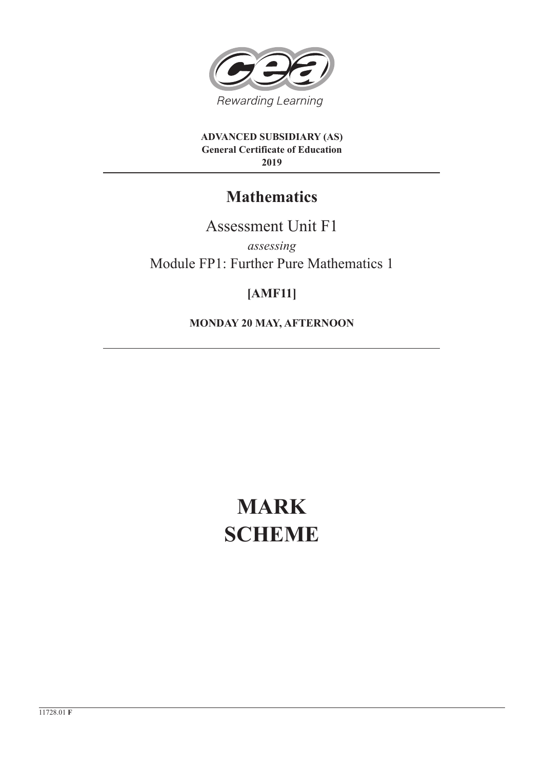Rewarding Learning

**ADVANCED SUBSIDIARY (AS)**
**General Certificate of Education**
**2019**

# Mathematics

## Assessment Unit F1

*assessing*

Module FP1: Further Pure Mathematics 1

**[AMF11]**

**MONDAY 20 MAY, AFTERNOON**

# MARK SCHEME

11728.01 **F**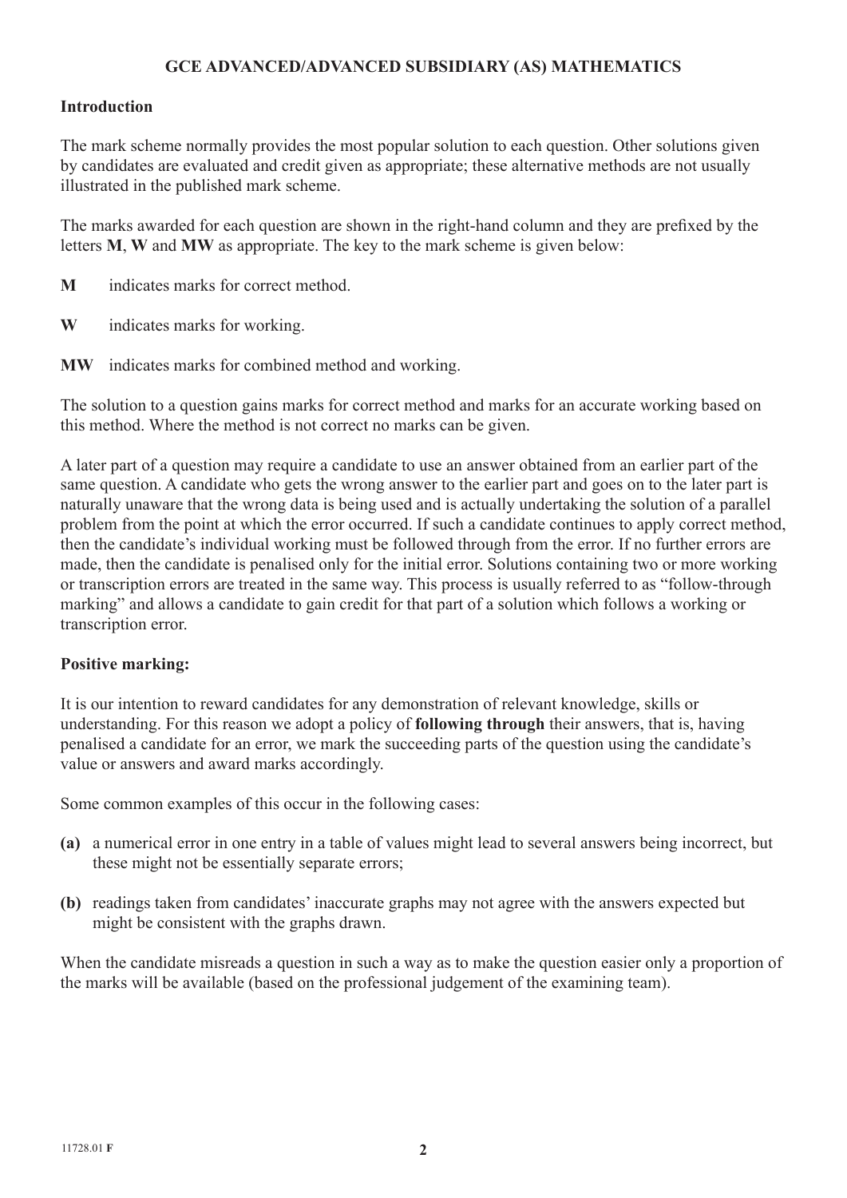## GCE ADVANCED/ADVANCED SUBSIDIARY (AS) MATHEMATICS

### Introduction

The mark scheme normally provides the most popular solution to each question. Other solutions given by candidates are evaluated and credit given as appropriate; these alternative methods are not usually illustrated in the published mark scheme.

The marks awarded for each question are shown in the right-hand column and they are prefixed by the letters **M**, **W** and **MW** as appropriate. The key to the mark scheme is given below:

**M** indicates marks for correct method.

**W** indicates marks for working.

**MW** indicates marks for combined method and working.

The solution to a question gains marks for correct method and marks for an accurate working based on this method. Where the method is not correct no marks can be given.

A later part of a question may require a candidate to use an answer obtained from an earlier part of the same question. A candidate who gets the wrong answer to the earlier part and goes on to the later part is naturally unaware that the wrong data is being used and is actually undertaking the solution of a parallel problem from the point at which the error occurred. If such a candidate continues to apply correct method, then the candidate's individual working must be followed through from the error. If no further errors are made, then the candidate is penalised only for the initial error. Solutions containing two or more working or transcription errors are treated in the same way. This process is usually referred to as "follow-through marking" and allows a candidate to gain credit for that part of a solution which follows a working or transcription error.

### Positive marking:

It is our intention to reward candidates for any demonstration of relevant knowledge, skills or understanding. For this reason we adopt a policy of **following through** their answers, that is, having penalised a candidate for an error, we mark the succeeding parts of the question using the candidate's value or answers and award marks accordingly.

Some common examples of this occur in the following cases:

**(a)** a numerical error in one entry in a table of values might lead to several answers being incorrect, but these might not be essentially separate errors;

**(b)** readings taken from candidates' inaccurate graphs may not agree with the answers expected but might be consistent with the graphs drawn.

When the candidate misreads a question in such a way as to make the question easier only a proportion of the marks will be available (based on the professional judgement of the examining team).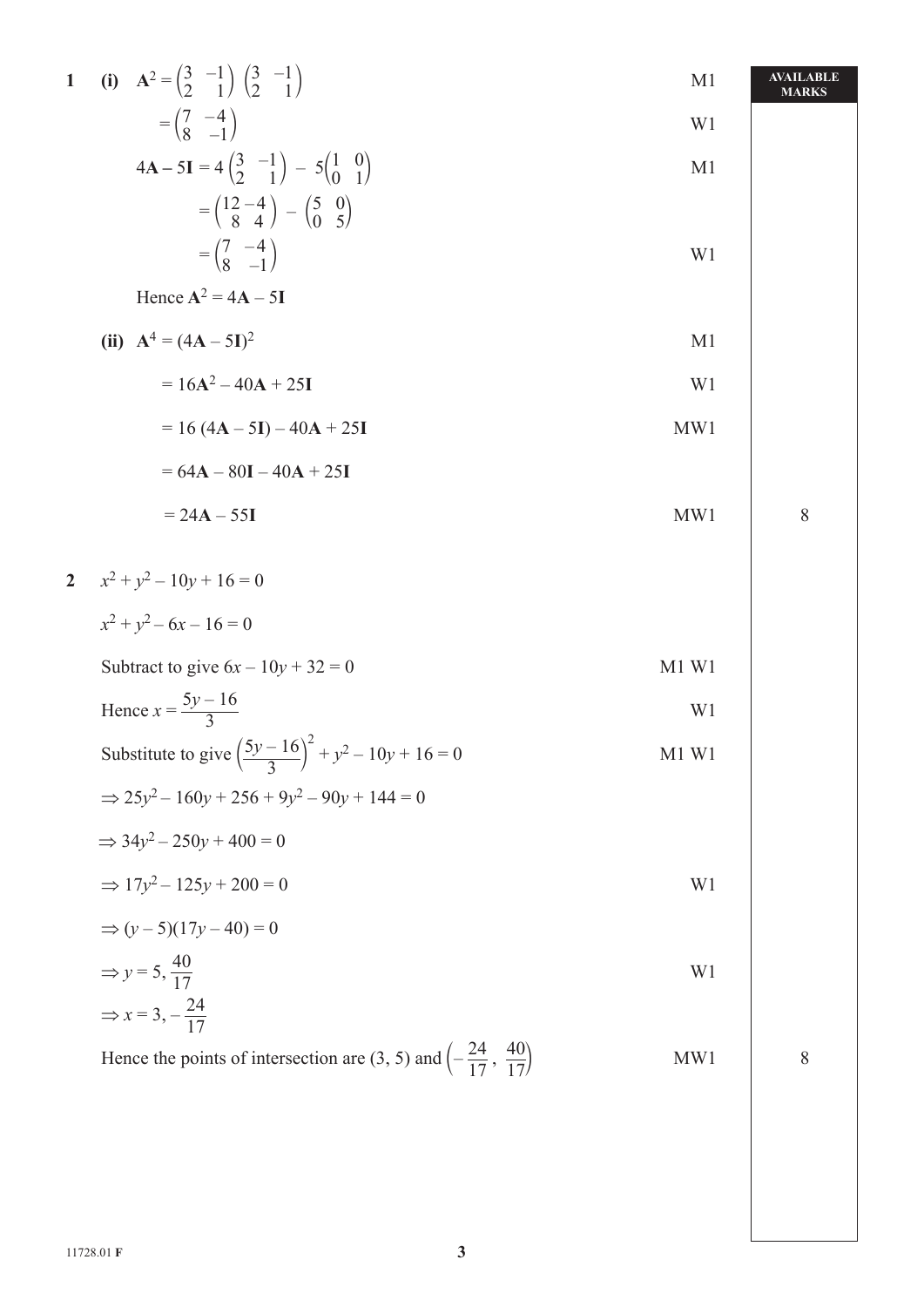| | | AVAILABLE MARKS |
|---|---|---|
| **1** **(i)** $\mathbf{A}^2 = \begin{pmatrix} 3 & -1 \\ 2 & 1 \end{pmatrix} \begin{pmatrix} 3 & -1 \\ 2 & 1 \end{pmatrix}$ | M1 | |
| $= \begin{pmatrix} 7 & -4 \\ 8 & -1 \end{pmatrix}$ | W1 | |
| $4\mathbf{A} - 5\mathbf{I} = 4\begin{pmatrix} 3 & -1 \\ 2 & 1 \end{pmatrix} - 5\begin{pmatrix} 1 & 0 \\ 0 & 1 \end{pmatrix}$ | M1 | |
| $= \begin{pmatrix} 12 & -4 \\ 8 & 4 \end{pmatrix} - \begin{pmatrix} 5 & 0 \\ 0 & 5 \end{pmatrix}$ | | |
| $= \begin{pmatrix} 7 & -4 \\ 8 & -1 \end{pmatrix}$ | W1 | |
| Hence $\mathbf{A}^2 = 4\mathbf{A} - 5\mathbf{I}$ | | |
| **(ii)** $\mathbf{A}^4 = (4\mathbf{A} - 5\mathbf{I})^2$ | M1 | |
| $= 16\mathbf{A}^2 - 40\mathbf{A} + 25\mathbf{I}$ | W1 | |
| $= 16(4\mathbf{A} - 5\mathbf{I}) - 40\mathbf{A} + 25\mathbf{I}$ | MW1 | |
| $= 64\mathbf{A} - 80\mathbf{I} - 40\mathbf{A} + 25\mathbf{I}$ | | |
| $= 24\mathbf{A} - 55\mathbf{I}$ | MW1 | 8 |
| **2** $x^2 + y^2 - 10y + 16 = 0$ | | |
| $x^2 + y^2 - 6x - 16 = 0$ | | |
| Subtract to give $6x - 10y + 32 = 0$ | M1 W1 | |
| Hence $x = \dfrac{5y - 16}{3}$ | W1 | |
| Substitute to give $\left(\dfrac{5y - 16}{3}\right)^2 + y^2 - 10y + 16 = 0$ | M1 W1 | |
| $\Rightarrow 25y^2 - 160y + 256 + 9y^2 - 90y + 144 = 0$ | | |
| $\Rightarrow 34y^2 - 250y + 400 = 0$ | | |
| $\Rightarrow 17y^2 - 125y + 200 = 0$ | W1 | |
| $\Rightarrow (y - 5)(17y - 40) = 0$ | | |
| $\Rightarrow y = 5, \dfrac{40}{17}$ | W1 | |
| $\Rightarrow x = 3, -\dfrac{24}{17}$ | | |
| Hence the points of intersection are $(3, 5)$ and $\left(-\dfrac{24}{17}, \dfrac{40}{17}\right)$ | MW1 | 8 |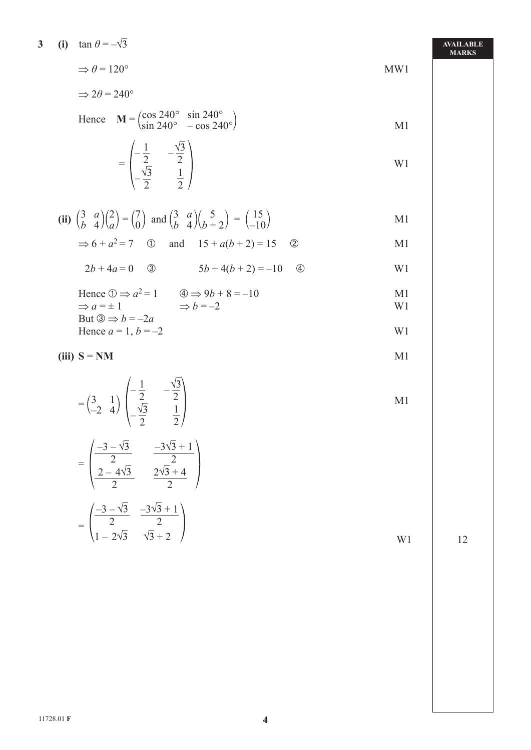**3** **(i)** $\tan\theta = -\sqrt{3}$

$\Rightarrow \theta = 120°$ MW1

$\Rightarrow 2\theta = 240°$

Hence $\mathbf{M} = \begin{pmatrix} \cos 240° & \sin 240° \\ \sin 240° & -\cos 240° \end{pmatrix}$ M1

$$= \begin{pmatrix} -\frac{1}{2} & -\frac{\sqrt{3}}{2} \\ -\frac{\sqrt{3}}{2} & \frac{1}{2} \end{pmatrix}$$ W1

**(ii)** $\begin{pmatrix} 3 & a \\ b & 4 \end{pmatrix}\begin{pmatrix} 2 \\ a \end{pmatrix} = \begin{pmatrix} 7 \\ 0 \end{pmatrix}$ and $\begin{pmatrix} 3 & a \\ b & 4 \end{pmatrix}\begin{pmatrix} 5 \\ b+2 \end{pmatrix} = \begin{pmatrix} 15 \\ -10 \end{pmatrix}$ M1

$\Rightarrow 6 + a^2 = 7$ ① and $15 + a(b+2) = 15$ ② M1

$2b + 4a = 0$ ③ $5b + 4(b+2) = -10$ ④ W1

Hence ① $\Rightarrow a^2 = 1$ ④ $\Rightarrow 9b + 8 = -10$ M1

$\Rightarrow a = \pm 1$ $\Rightarrow b = -2$ W1

But ③ $\Rightarrow b = -2a$

Hence $a = 1$, $b = -2$ W1

**(iii)** $\mathbf{S} = \mathbf{NM}$ M1

$$= \begin{pmatrix} 3 & 1 \\ -2 & 4 \end{pmatrix}\begin{pmatrix} -\frac{1}{2} & -\frac{\sqrt{3}}{2} \\ -\frac{\sqrt{3}}{2} & \frac{1}{2} \end{pmatrix}$$ M1

$$= \begin{pmatrix} \frac{-3-\sqrt{3}}{2} & \frac{-3\sqrt{3}+1}{2} \\ \frac{2-4\sqrt{3}}{2} & \frac{2\sqrt{3}+4}{2} \end{pmatrix}$$

$$= \begin{pmatrix} \frac{-3-\sqrt{3}}{2} & \frac{-3\sqrt{3}+1}{2} \\ 1-2\sqrt{3} & \sqrt{3}+2 \end{pmatrix}$$ W1

**AVAILABLE MARKS**: 12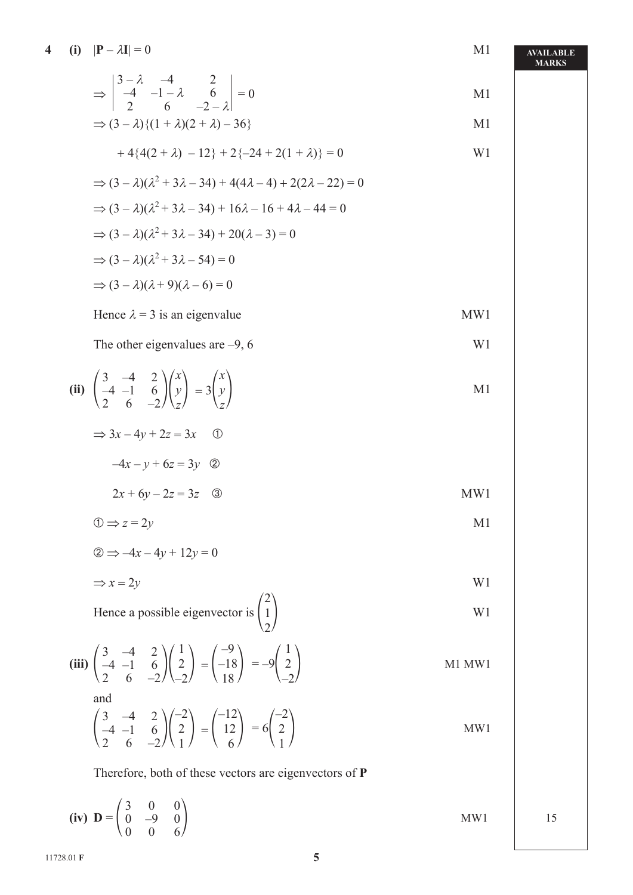**4** **(i)** $|\mathbf{P} - \lambda\mathbf{I}| = 0$ M1

**AVAILABLE MARKS**

$$\Rightarrow \begin{vmatrix} 3-\lambda & -4 & 2 \\ -4 & -1-\lambda & 6 \\ 2 & 6 & -2-\lambda \end{vmatrix} = 0$$ M1

$\Rightarrow (3 - \lambda)\{(1 + \lambda)(2 + \lambda) - 36\}$ M1

$+ 4\{4(2 + \lambda) - 12\} + 2\{-24 + 2(1 + \lambda)\} = 0$ W1

$\Rightarrow (3 - \lambda)(\lambda^2 + 3\lambda - 34) + 4(4\lambda - 4) + 2(2\lambda - 22) = 0$

$\Rightarrow (3 - \lambda)(\lambda^2 + 3\lambda - 34) + 16\lambda - 16 + 4\lambda - 44 = 0$

$\Rightarrow (3 - \lambda)(\lambda^2 + 3\lambda - 34) + 20(\lambda - 3) = 0$

$\Rightarrow (3 - \lambda)(\lambda^2 + 3\lambda - 54) = 0$

$\Rightarrow (3 - \lambda)(\lambda + 9)(\lambda - 6) = 0$

Hence $\lambda = 3$ is an eigenvalue MW1

The other eigenvalues are $-9$, $6$ W1

**(ii)** $$\begin{pmatrix} 3 & -4 & 2 \\ -4 & -1 & 6 \\ 2 & 6 & -2 \end{pmatrix}\begin{pmatrix} x \\ y \\ z \end{pmatrix} = 3\begin{pmatrix} x \\ y \\ z \end{pmatrix}$$ M1

$\Rightarrow 3x - 4y + 2z = 3x$ ①

$-4x - y + 6z = 3y$ ②

$2x + 6y - 2z = 3z$ ③ MW1

① $\Rightarrow z = 2y$ M1

② $\Rightarrow -4x - 4y + 12y = 0$

$\Rightarrow x = 2y$ W1

Hence a possible eigenvector is $\begin{pmatrix} 2 \\ 1 \\ 2 \end{pmatrix}$ W1

**(iii)** $$\begin{pmatrix} 3 & -4 & 2 \\ -4 & -1 & 6 \\ 2 & 6 & -2 \end{pmatrix}\begin{pmatrix} 1 \\ 2 \\ -2 \end{pmatrix} = \begin{pmatrix} -9 \\ -18 \\ 18 \end{pmatrix} = -9\begin{pmatrix} 1 \\ 2 \\ -2 \end{pmatrix}$$ M1 MW1

and

$$\begin{pmatrix} 3 & -4 & 2 \\ -4 & -1 & 6 \\ 2 & 6 & -2 \end{pmatrix}\begin{pmatrix} -2 \\ 2 \\ 1 \end{pmatrix} = \begin{pmatrix} -12 \\ 12 \\ 6 \end{pmatrix} = 6\begin{pmatrix} -2 \\ 2 \\ 1 \end{pmatrix}$$ MW1

Therefore, both of these vectors are eigenvectors of **P**

**(iv)** $$\mathbf{D} = \begin{pmatrix} 3 & 0 & 0 \\ 0 & -9 & 0 \\ 0 & 0 & 6 \end{pmatrix}$$ MW1 15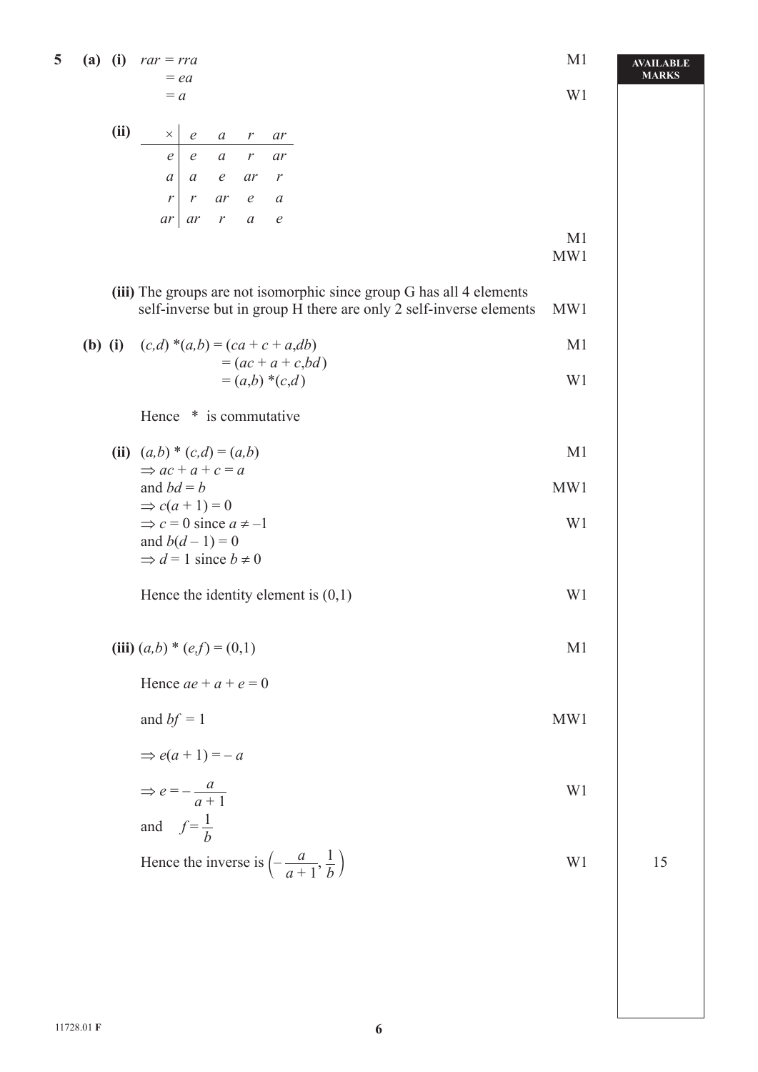**5 (a) (i)** $rar = rra$ M1

$= ea$

$= a$ W1

**(ii)**

| $\times$ | $e$ | $a$ | $r$ | $ar$ |
|---|---|---|---|---|
| $e$ | $e$ | $a$ | $r$ | $ar$ |
| $a$ | $a$ | $e$ | $ar$ | $r$ |
| $r$ | $r$ | $ar$ | $e$ | $a$ |
| $ar$ | $ar$ | $r$ | $a$ | $e$ |

M1
MW1

**(iii)** The groups are not isomorphic since group G has all 4 elements self-inverse but in group H there are only 2 self-inverse elements MW1

**(b) (i)** $(c,d) * (a,b) = (ca + c + a, db)$ M1

$= (ac + a + c, bd)$

$= (a,b) * (c,d)$ W1

Hence $*$ is commutative

**(ii)** $(a,b) * (c,d) = (a,b)$ M1

$\Rightarrow ac + a + c = a$

and $bd = b$ MW1

$\Rightarrow c(a + 1) = 0$

$\Rightarrow c = 0$ since $a \neq -1$ W1

and $b(d - 1) = 0$

$\Rightarrow d = 1$ since $b \neq 0$

Hence the identity element is $(0,1)$ W1

**(iii)** $(a,b) * (e,f) = (0,1)$ M1

Hence $ae + a + e = 0$

and $bf = 1$ MW1

$\Rightarrow e(a + 1) = -a$

$\Rightarrow e = -\dfrac{a}{a+1}$ W1

and $f = \dfrac{1}{b}$

Hence the inverse is $\left(-\dfrac{a}{a+1}, \dfrac{1}{b}\right)$ W1

AVAILABLE MARKS: 15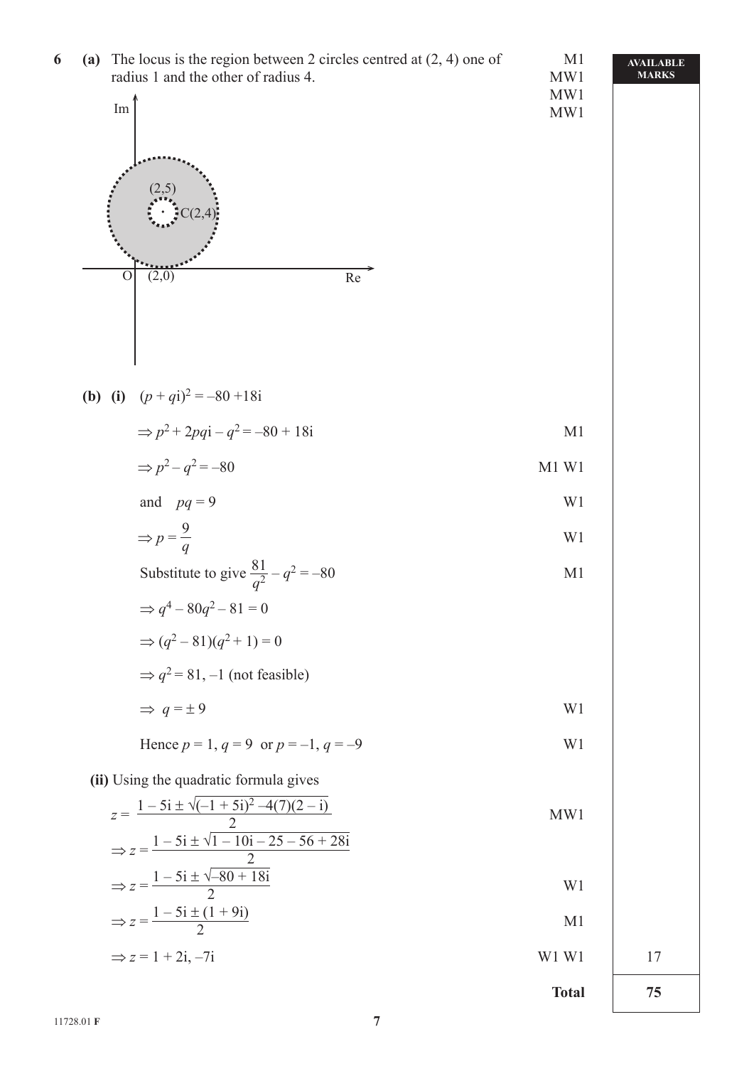**6 (a)** The locus is the region between 2 circles centred at (2, 4) one of radius 1 and the other of radius 4. M1 MW1 MW1 MW1

**AVAILABLE MARKS**

Im

(2,5)

C(2,4)

O (2,0)

Re

**(b) (i)** $(p + q\mathrm{i})^2 = -80 + 18\mathrm{i}$

$\Rightarrow p^2 + 2pq\mathrm{i} - q^2 = -80 + 18\mathrm{i}$ M1

$\Rightarrow p^2 - q^2 = -80$ M1 W1

and $pq = 9$ W1

$\Rightarrow p = \dfrac{9}{q}$ W1

Substitute to give $\dfrac{81}{q^2} - q^2 = -80$ M1

$\Rightarrow q^4 - 80q^2 - 81 = 0$

$\Rightarrow (q^2 - 81)(q^2 + 1) = 0$

$\Rightarrow q^2 = 81, -1$ (not feasible)

$\Rightarrow q = \pm 9$ W1

Hence $p = 1, q = 9$ or $p = -1, q = -9$ W1

**(ii)** Using the quadratic formula gives

$z = \dfrac{1 - 5\mathrm{i} \pm \sqrt{(-1 + 5\mathrm{i})^2 - 4(7)(2 - \mathrm{i})}}{2}$ MW1

$\Rightarrow z = \dfrac{1 - 5\mathrm{i} \pm \sqrt{1 - 10\mathrm{i} - 25 - 56 + 28\mathrm{i}}}{2}$

$\Rightarrow z = \dfrac{1 - 5\mathrm{i} \pm \sqrt{-80 + 18\mathrm{i}}}{2}$ W1

$\Rightarrow z = \dfrac{1 - 5\mathrm{i} \pm (1 + 9\mathrm{i})}{2}$ M1

$\Rightarrow z = 1 + 2\mathrm{i}, -7\mathrm{i}$ W1 W1 17

**Total** **75**